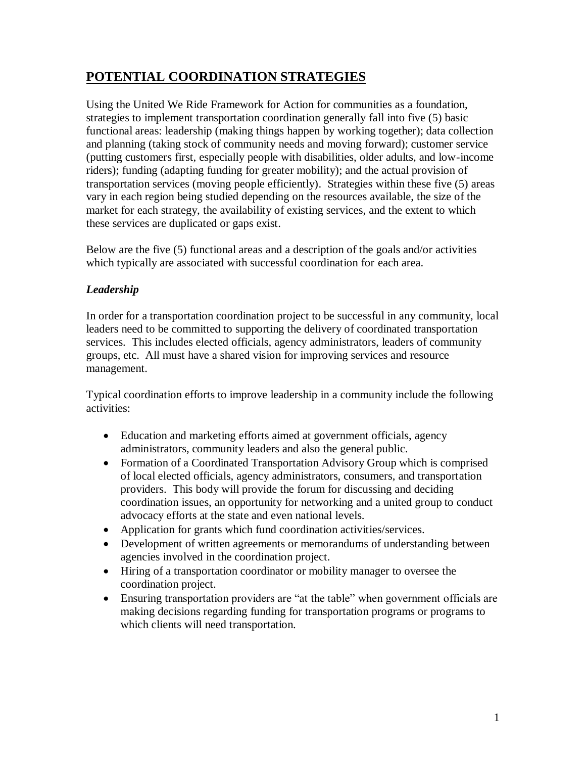## POTENTIAL COORDINATION STRATEGIES

Using the United We Ride Framework for Action for communities as a foundation, strategies to implement transportation coordination generally fall into five (5) basic functional areas: leadership (making things happen by working together); data collection and planning (taking stock of community needs and moving forward); customer service (putting customers first, especially people with disabilities, older adults, and low-income riders); funding (adapting funding for greater mobility); and the actual provision of transportation services (moving people efficiently). Strategies within these five (5) areas vary in each region being studied depending on the resources available, the size of the market for each strategy, the availability of existing services, and the extent to which these services are duplicated or gaps exist.

Below are the five (5) functional areas and a description of the goals and/or activities which typically are associated with successful coordination for each area.

### *Leadership*

In order for a transportation coordination project to be successful in any community, local leaders need to be committed to supporting the delivery of coordinated transportation services. This includes elected officials, agency administrators, leaders of community groups, etc. All must have a shared vision for improving services and resource management.

Typical coordination efforts to improve leadership in a community include the following activities:

- Education and marketing efforts aimed at government officials, agency administrators, community leaders and also the general public.
- Formation of a Coordinated Transportation Advisory Group which is comprised of local elected officials, agency administrators, consumers, and transportation providers. This body will provide the forum for discussing and deciding coordination issues, an opportunity for networking and a united group to conduct advocacy efforts at the state and even national levels.
- Application for grants which fund coordination activities/services.
- Development of written agreements or memorandums of understanding between agencies involved in the coordination project.
- Hiring of a transportation coordinator or mobility manager to oversee the coordination project.
- Ensuring transportation providers are "at the table" when government officials are making decisions regarding funding for transportation programs or programs to which clients will need transportation.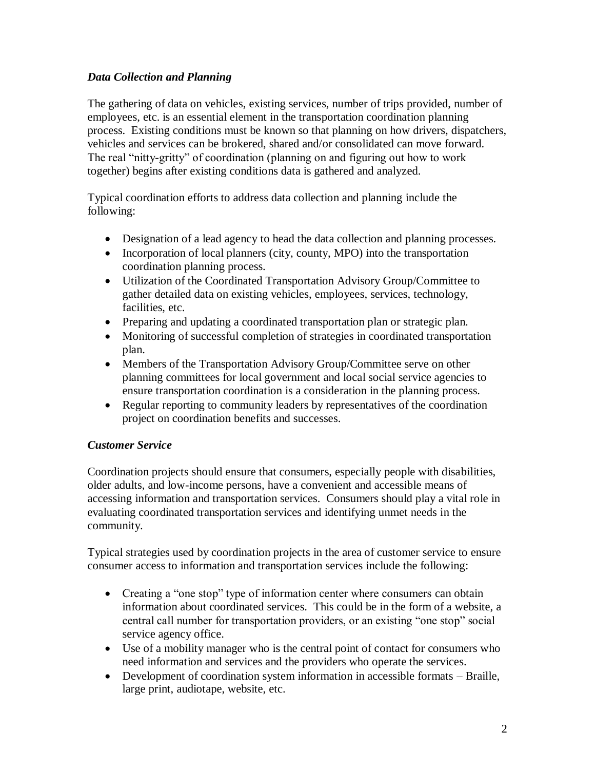### *Data Collection and Planning*

The gathering of data on vehicles, existing services, number of trips provided, number of employees, etc. is an essential element in the transportation coordination planning process. Existing conditions must be known so that planning on how drivers, dispatchers, vehicles and services can be brokered, shared and/or consolidated can move forward. The real "nitty-gritty" of coordination (planning on and figuring out how to work together) begins after existing conditions data is gathered and analyzed.

Typical coordination efforts to address data collection and planning include the following:

- Designation of a lead agency to head the data collection and planning processes.
- Incorporation of local planners (city, county, MPO) into the transportation coordination planning process.
- Utilization of the Coordinated Transportation Advisory Group/Committee to gather detailed data on existing vehicles, employees, services, technology, facilities, etc.
- Preparing and updating a coordinated transportation plan or strategic plan.
- Monitoring of successful completion of strategies in coordinated transportation plan.
- Members of the Transportation Advisory Group/Committee serve on other planning committees for local government and local social service agencies to ensure transportation coordination is a consideration in the planning process.
- Regular reporting to community leaders by representatives of the coordination project on coordination benefits and successes.

### *Customer Service*

Coordination projects should ensure that consumers, especially people with disabilities, older adults, and low-income persons, have a convenient and accessible means of accessing information and transportation services. Consumers should play a vital role in evaluating coordinated transportation services and identifying unmet needs in the community.

Typical strategies used by coordination projects in the area of customer service to ensure consumer access to information and transportation services include the following:

- Creating a "one stop" type of information center where consumers can obtain information about coordinated services. This could be in the form of a website, a central call number for transportation providers, or an existing "one stop" social service agency office.
- Use of a mobility manager who is the central point of contact for consumers who need information and services and the providers who operate the services.
- Development of coordination system information in accessible formats – Braille, large print, audiotape, website, etc.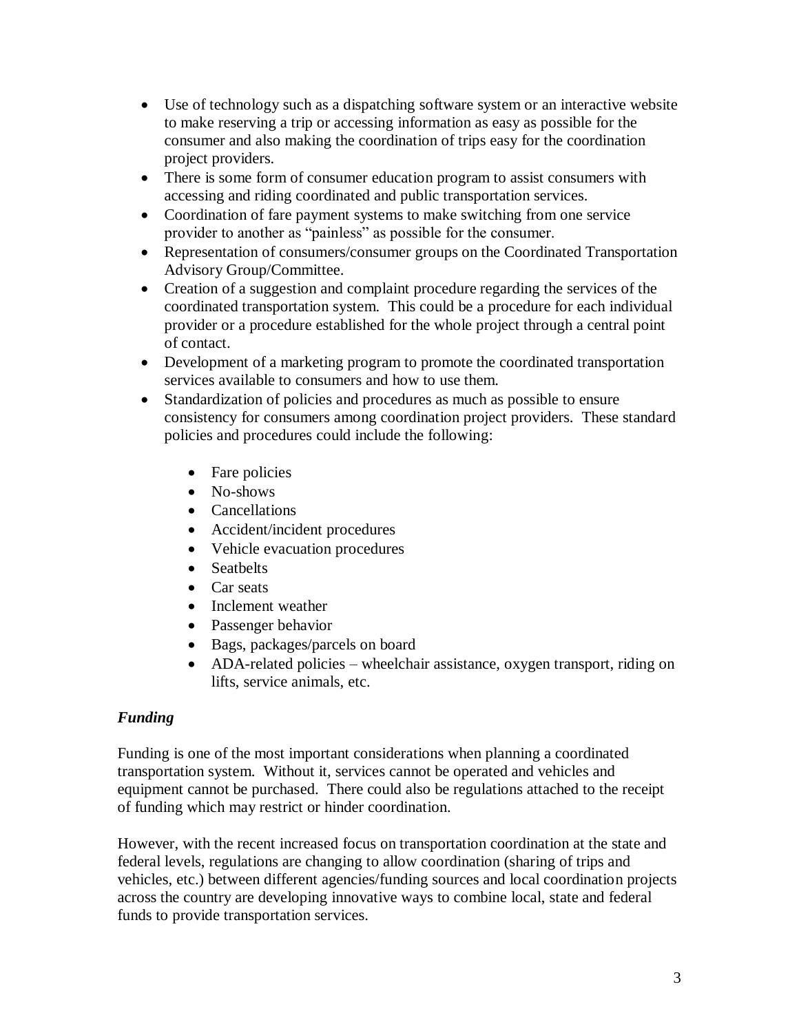- Use of technology such as a dispatching software system or an interactive website to make reserving a trip or accessing information as easy as possible for the consumer and also making the coordination of trips easy for the coordination project providers.
- There is some form of consumer education program to assist consumers with accessing and riding coordinated and public transportation services.
- Coordination of fare payment systems to make switching from one service provider to another as "painless" as possible for the consumer.
- Representation of consumers/consumer groups on the Coordinated Transportation Advisory Group/Committee.
- Creation of a suggestion and complaint procedure regarding the services of the coordinated transportation system. This could be a procedure for each individual provider or a procedure established for the whole project through a central point of contact.
- Development of a marketing program to promote the coordinated transportation services available to consumers and how to use them.
- Standardization of policies and procedures as much as possible to ensure consistency for consumers among coordination project providers. These standard policies and procedures could include the following:

    - Fare policies
    - No-shows
    - Cancellations
    - Accident/incident procedures
    - Vehicle evacuation procedures
    - Seatbelts
    - Car seats
    - Inclement weather
    - Passenger behavior
    - Bags, packages/parcels on board
    - ADA-related policies – wheelchair assistance, oxygen transport, riding on lifts, service animals, etc.

### *Funding*

Funding is one of the most important considerations when planning a coordinated transportation system. Without it, services cannot be operated and vehicles and equipment cannot be purchased. There could also be regulations attached to the receipt of funding which may restrict or hinder coordination.

However, with the recent increased focus on transportation coordination at the state and federal levels, regulations are changing to allow coordination (sharing of trips and vehicles, etc.) between different agencies/funding sources and local coordination projects across the country are developing innovative ways to combine local, state and federal funds to provide transportation services.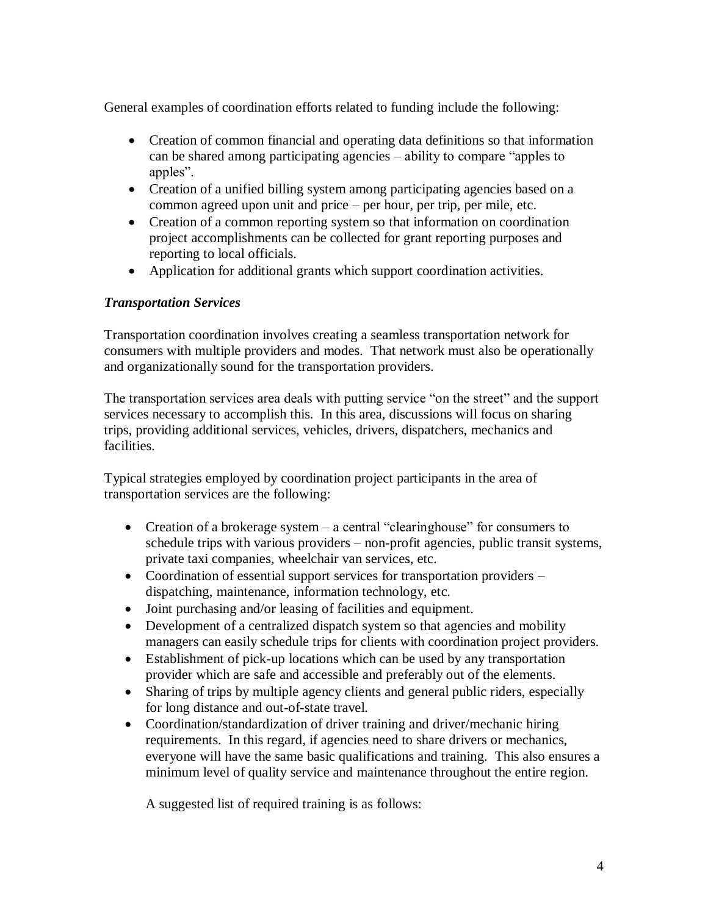General examples of coordination efforts related to funding include the following:

- Creation of common financial and operating data definitions so that information can be shared among participating agencies – ability to compare "apples to apples".
- Creation of a unified billing system among participating agencies based on a common agreed upon unit and price – per hour, per trip, per mile, etc.
- Creation of a common reporting system so that information on coordination project accomplishments can be collected for grant reporting purposes and reporting to local officials.
- Application for additional grants which support coordination activities.

***Transportation Services***

Transportation coordination involves creating a seamless transportation network for consumers with multiple providers and modes. That network must also be operationally and organizationally sound for the transportation providers.

The transportation services area deals with putting service "on the street" and the support services necessary to accomplish this. In this area, discussions will focus on sharing trips, providing additional services, vehicles, drivers, dispatchers, mechanics and facilities.

Typical strategies employed by coordination project participants in the area of transportation services are the following:

- Creation of a brokerage system – a central "clearinghouse" for consumers to schedule trips with various providers – non-profit agencies, public transit systems, private taxi companies, wheelchair van services, etc.
- Coordination of essential support services for transportation providers – dispatching, maintenance, information technology, etc.
- Joint purchasing and/or leasing of facilities and equipment.
- Development of a centralized dispatch system so that agencies and mobility managers can easily schedule trips for clients with coordination project providers.
- Establishment of pick-up locations which can be used by any transportation provider which are safe and accessible and preferably out of the elements.
- Sharing of trips by multiple agency clients and general public riders, especially for long distance and out-of-state travel.
- Coordination/standardization of driver training and driver/mechanic hiring requirements. In this regard, if agencies need to share drivers or mechanics, everyone will have the same basic qualifications and training. This also ensures a minimum level of quality service and maintenance throughout the entire region.

  A suggested list of required training is as follows: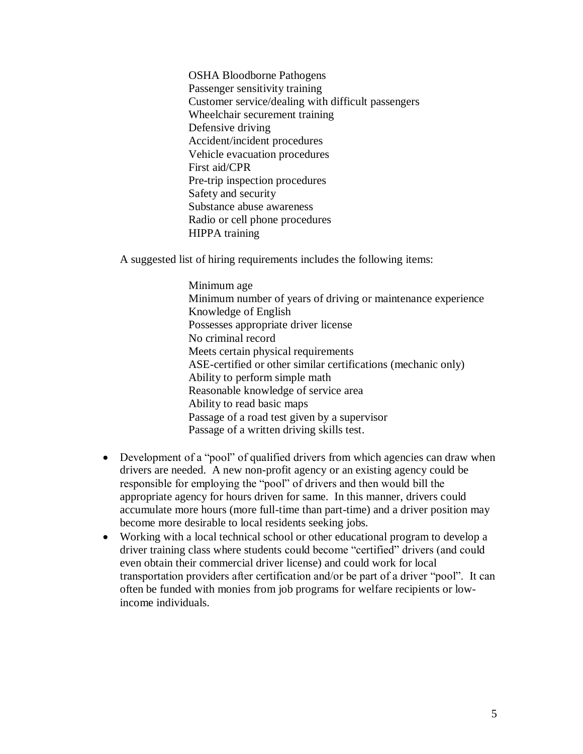- OSHA Bloodborne Pathogens
- Passenger sensitivity training
- Customer service/dealing with difficult passengers
- Wheelchair securement training
- Defensive driving
- Accident/incident procedures
- Vehicle evacuation procedures
- First aid/CPR
- Pre-trip inspection procedures
- Safety and security
- Substance abuse awareness
- Radio or cell phone procedures
- HIPPA training

A suggested list of hiring requirements includes the following items:

- Minimum age
- Minimum number of years of driving or maintenance experience
- Knowledge of English
- Possesses appropriate driver license
- No criminal record
- Meets certain physical requirements
- ASE-certified or other similar certifications (mechanic only)
- Ability to perform simple math
- Reasonable knowledge of service area
- Ability to read basic maps
- Passage of a road test given by a supervisor
- Passage of a written driving skills test.

- Development of a "pool" of qualified drivers from which agencies can draw when drivers are needed. A new non-profit agency or an existing agency could be responsible for employing the "pool" of drivers and then would bill the appropriate agency for hours driven for same. In this manner, drivers could accumulate more hours (more full-time than part-time) and a driver position may become more desirable to local residents seeking jobs.
- Working with a local technical school or other educational program to develop a driver training class where students could become "certified" drivers (and could even obtain their commercial driver license) and could work for local transportation providers after certification and/or be part of a driver "pool". It can often be funded with monies from job programs for welfare recipients or low-income individuals.